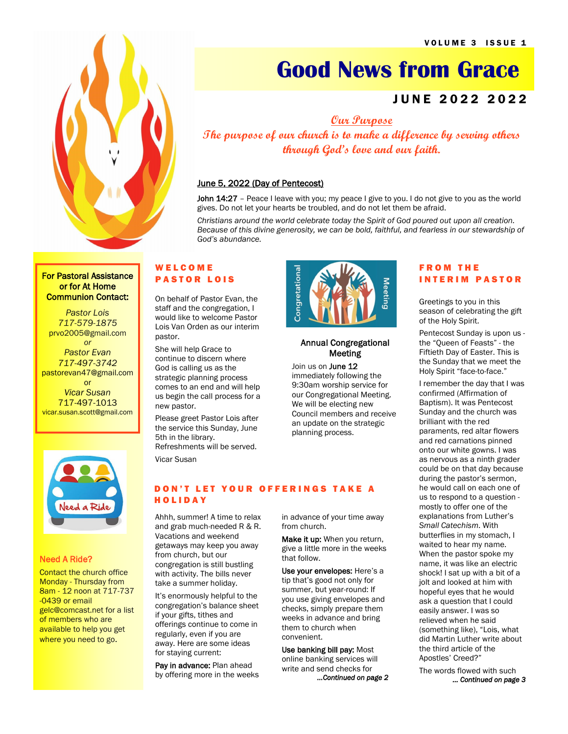# Good News from Grace

## JUNE 2022 2022

***Our Purpose***

*The purpose of our church is to make a difference by serving others through God's love and our faith.*

**June 5, 2022 (Day of Pentecost)**

**John 14:27** – Peace I leave with you; my peace I give to you. I do not give to you as the world gives. Do not let your hearts be troubled, and do not let them be afraid.

*Christians around the world celebrate today the Spirit of God poured out upon all creation. Because of this divine generosity, we can be bold, faithful, and fearless in our stewardship of God's abundance.*

**For Pastoral Assistance or for At Home Communion Contact:**

*Pastor Lois*
*717-579-1875*
prvo2005@gmail.com
*or*
*Pastor Evan*
*717-497-3742*
pastorevan47@gmail.com
or
*Vicar Susan*
717-497-1013
vicar.susan.scott@gmail.com

### Need A Ride?

Contact the church office Monday - Thursday from 8am - 12 noon at 717-737-0439 or email gelc@comcast.net for a list of members who are available to help you get where you need to go.

## WELCOME PASTOR LOIS

On behalf of Pastor Evan, the staff and the congregation, I would like to welcome Pastor Lois Van Orden as our interim pastor.

She will help Grace to continue to discern where God is calling us as the strategic planning process comes to an end and will help us begin the call process for a new pastor.

Please greet Pastor Lois after the service this Sunday, June 5th in the library. Refreshments will be served.

Vicar Susan

### Annual Congregational Meeting

Join us on **June 12** immediately following the 9:30am worship service for our Congregational Meeting. We will be electing new Council members and receive an update on the strategic planning process.

## DON'T LET YOUR OFFERINGS TAKE A HOLIDAY

Ahhh, summer! A time to relax and grab much-needed R & R. Vacations and weekend getaways may keep you away from church, but our congregation is still bustling with activity. The bills never take a summer holiday.

It's enormously helpful to the congregation's balance sheet if your gifts, tithes and offerings continue to come in regularly, even if you are away. Here are some ideas for staying current:

**Pay in advance:** Plan ahead by offering more in the weeks in advance of your time away from church.

**Make it up:** When you return, give a little more in the weeks that follow.

**Use your envelopes:** Here's a tip that's good not only for summer, but year-round: If you use giving envelopes and checks, simply prepare them weeks in advance and bring them to church when convenient.

**Use banking bill pay:** Most online banking services will write and send checks for

*...Continued on page 2*

## FROM THE INTERIM PASTOR

Greetings to you in this season of celebrating the gift of the Holy Spirit.

Pentecost Sunday is upon us - the "Queen of Feasts" - the Fiftieth Day of Easter. This is the Sunday that we meet the Holy Spirit "face-to-face."

I remember the day that I was confirmed (Affirmation of Baptism). It was Pentecost Sunday and the church was brilliant with the red paraments, red altar flowers and red carnations pinned onto our white gowns. I was as nervous as a ninth grader could be on that day because during the pastor's sermon, he would call on each one of us to respond to a question - mostly to offer one of the explanations from Luther's *Small Catechism*. With butterflies in my stomach, I waited to hear my name. When the pastor spoke my name, it was like an electric shock! I sat up with a bit of a jolt and looked at him with hopeful eyes that he would ask a question that I could easily answer. I was so relieved when he said (something like), "Lois, what did Martin Luther write about the third article of the Apostles' Creed?"

The words flowed with such

*... Continued on page 3*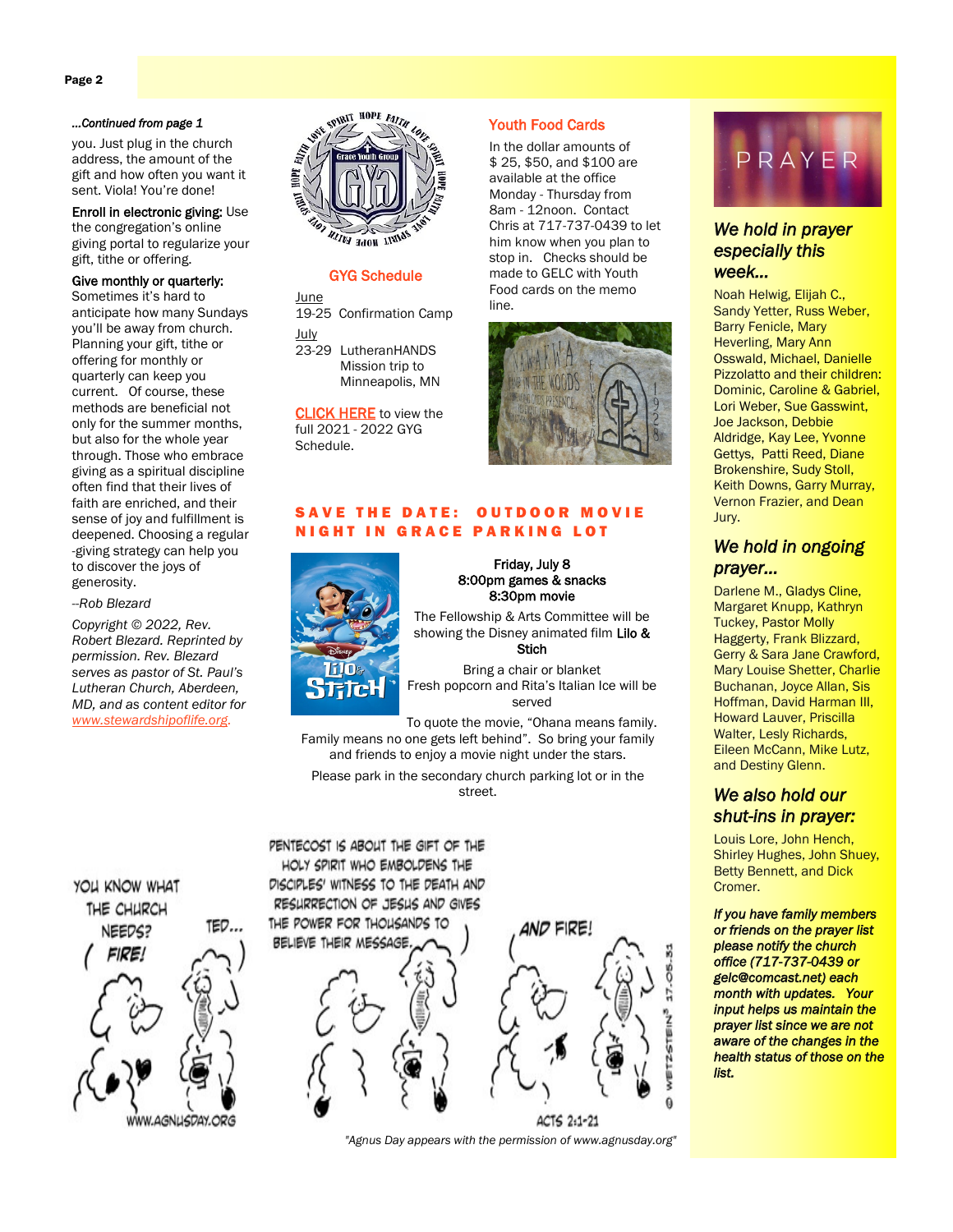*...Continued from page 1*

you. Just plug in the church address, the amount of the gift and how often you want it sent. Viola! You're done!

**Enroll in electronic giving:** Use the congregation's online giving portal to regularize your gift, tithe or offering.

**Give monthly or quarterly:** Sometimes it's hard to anticipate how many Sundays you'll be away from church. Planning your gift, tithe or offering for monthly or quarterly can keep you current. Of course, these methods are beneficial not only for the summer months, but also for the whole year through. Those who embrace giving as a spiritual discipline often find that their lives of faith are enriched, and their sense of joy and fulfillment is deepened. Choosing a regular-giving strategy can help you to discover the joys of generosity.

*--Rob Blezard*

*Copyright © 2022, Rev. Robert Blezard. Reprinted by permission. Rev. Blezard serves as pastor of St. Paul's Lutheran Church, Aberdeen, MD, and as content editor for [www.stewardshipoflife.org](www.stewardshipoflife.org).*

## GYG Schedule

June
19-25 Confirmation Camp

July
23-29 LutheranHANDS Mission trip to Minneapolis, MN

CLICK HERE to view the full 2021 - 2022 GYG Schedule.

## Youth Food Cards

In the dollar amounts of $ 25, $50, and $100 are available at the office Monday - Thursday from 8am - 12noon. Contact Chris at 717-737-0439 to let him know when you plan to stop in. Checks should be made to GELC with Youth Food cards on the memo line.

## SAVE THE DATE: OUTDOOR MOVIE NIGHT IN GRACE PARKING LOT

**Friday, July 8**
**8:00pm games & snacks**
**8:30pm movie**

The Fellowship & Arts Committee will be showing the Disney animated film **Lilo & Stich**

Bring a chair or blanket
Fresh popcorn and Rita's Italian Ice will be served

To quote the movie, "Ohana means family. Family means no one gets left behind". So bring your family and friends to enjoy a movie night under the stars.

Please park in the secondary church parking lot or in the street.

*"Agnus Day appears with the permission of www.agnusday.org"*

## PRAYER

### *We hold in prayer especially this week...*

Noah Helwig, Elijah C., Sandy Yetter, Russ Weber, Barry Fenicle, Mary Heverling, Mary Ann Osswald, Michael, Danielle Pizzolatto and their children: Dominic, Caroline & Gabriel, Lori Weber, Sue Gasswint, Joe Jackson, Debbie Aldridge, Kay Lee, Yvonne Gettys, Patti Reed, Diane Brokenshire, Sudy Stoll, Keith Downs, Garry Murray, Vernon Frazier, and Dean Jury.

### *We hold in ongoing prayer...*

Darlene M., Gladys Cline, Margaret Knupp, Kathryn Tuckey, Pastor Molly Haggerty, Frank Blizzard, Gerry & Sara Jane Crawford, Mary Louise Shetter, Charlie Buchanan, Joyce Allan, Sis Hoffman, David Harman III, Howard Lauver, Priscilla Walter, Lesly Richards, Eileen McCann, Mike Lutz, and Destiny Glenn.

### *We also hold our shut-ins in prayer:*

Louis Lore, John Hench, Shirley Hughes, John Shuey, Betty Bennett, and Dick Cromer.

***If you have family members or friends on the prayer list please notify the church office (717-737-0439 or gelc@comcast.net) each month with updates. Your input helps us maintain the prayer list since we are not aware of the changes in the health status of those on the list.***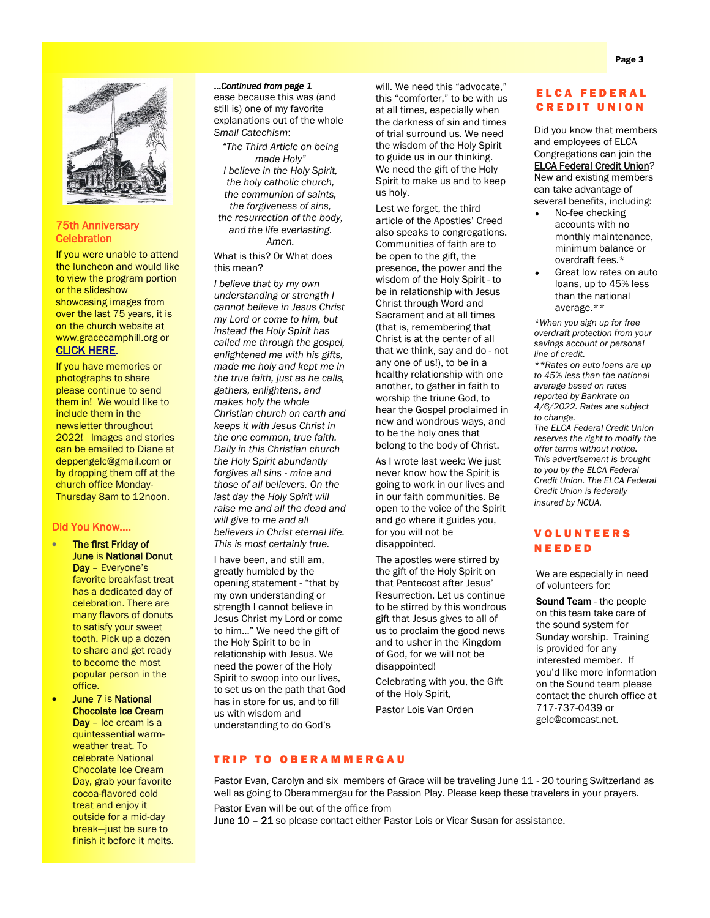## 75th Anniversary Celebration

If you were unable to attend the luncheon and would like to view the program portion or the slideshow showcasing images from over the last 75 years, it is on the church website at www.gracecamphill.org or **CLICK HERE**.

If you have memories or photographs to share please continue to send them in! We would like to include them in the newsletter throughout 2022! Images and stories can be emailed to Diane at deppengelc@gmail.com or by dropping them off at the church office Monday-Thursday 8am to 12noon.

## Did You Know....

- **The first Friday of June** is **National Donut Day** – Everyone's favorite breakfast treat has a dedicated day of celebration. There are many flavors of donuts to satisfy your sweet tooth. Pick up a dozen to share and get ready to become the most popular person in the office.
- **June 7** is **National Chocolate Ice Cream Day** – Ice cream is a quintessential warm-weather treat. To celebrate National Chocolate Ice Cream Day, grab your favorite cocoa-flavored cold treat and enjoy it outside for a mid-day break—just be sure to finish it before it melts.

***...Continued from page 1***

ease because this was (and still is) one of my favorite explanations out of the whole *Small Catechism*:

*"The Third Article on being made Holy"*
*I believe in the Holy Spirit,*
*the holy catholic church,*
*the communion of saints,*
*the forgiveness of sins,*
*the resurrection of the body,*
*and the life everlasting.*
*Amen.*

What is this? Or What does this mean?

*I believe that by my own understanding or strength I cannot believe in Jesus Christ my Lord or come to him, but instead the Holy Spirit has called me through the gospel, enlightened me with his gifts, made me holy and kept me in the true faith, just as he calls, gathers, enlightens, and makes holy the whole Christian church on earth and keeps it with Jesus Christ in the one common, true faith. Daily in this Christian church the Holy Spirit abundantly forgives all sins - mine and those of all believers. On the last day the Holy Spirit will raise me and all the dead and will give to me and all believers in Christ eternal life. This is most certainly true.*

I have been, and still am, greatly humbled by the opening statement - "that by my own understanding or strength I cannot believe in Jesus Christ my Lord or come to him..." We need the gift of the Holy Spirit to be in relationship with Jesus. We need the power of the Holy Spirit to swoop into our lives, to set us on the path that God has in store for us, and to fill us with wisdom and understanding to do God's will. We need this "advocate," this "comforter," to be with us at all times, especially when the darkness of sin and times of trial surround us. We need the wisdom of the Holy Spirit to guide us in our thinking. We need the gift of the Holy Spirit to make us and to keep us holy.

Lest we forget, the third article of the Apostles' Creed also speaks to congregations. Communities of faith are to be open to the gift, the presence, the power and the wisdom of the Holy Spirit - to be in relationship with Jesus Christ through Word and Sacrament and at all times (that is, remembering that Christ is at the center of all that we think, say and do - not any one of us!), to be in a healthy relationship with one another, to gather in faith to worship the triune God, to hear the Gospel proclaimed in new and wondrous ways, and to be the holy ones that belong to the body of Christ.

As I wrote last week: We just never know how the Spirit is going to work in our lives and in our faith communities. Be open to the voice of the Spirit and go where it guides you, for you will not be disappointed.

The apostles were stirred by the gift of the Holy Spirit on that Pentecost after Jesus' Resurrection. Let us continue to be stirred by this wondrous gift that Jesus gives to all of us to proclaim the good news and to usher in the Kingdom of God, for we will not be disappointed!

Celebrating with you, the Gift of the Holy Spirit,

Pastor Lois Van Orden

## ELCA FEDERAL CREDIT UNION

Did you know that members and employees of ELCA Congregations can join the **ELCA Federal Credit Union**? New and existing members can take advantage of several benefits, including:

- No-fee checking accounts with no monthly maintenance, minimum balance or overdraft fees.*
- Great low rates on auto loans, up to 45% less than the national average.**

*\*When you sign up for free overdraft protection from your savings account or personal line of credit.*
*\*\*Rates on auto loans are up to 45% less than the national average based on rates reported by Bankrate on 4/6/2022. Rates are subject to change.*
*The ELCA Federal Credit Union reserves the right to modify the offer terms without notice.*
*This advertisement is brought to you by the ELCA Federal Credit Union. The ELCA Federal Credit Union is federally insured by NCUA.*

## VOLUNTEERS NEEDED

We are especially in need of volunteers for:

**Sound Team** - the people on this team take care of the sound system for Sunday worship. Training is provided for any interested member. If you'd like more information on the Sound team please contact the church office at 717-737-0439 or gelc@comcast.net.

## TRIP TO OBERAMMERGAU

Pastor Evan, Carolyn and six members of Grace will be traveling June 11 - 20 touring Switzerland as well as going to Oberammergau for the Passion Play. Please keep these travelers in your prayers.

Pastor Evan will be out of the office from **June 10 – 21** so please contact either Pastor Lois or Vicar Susan for assistance.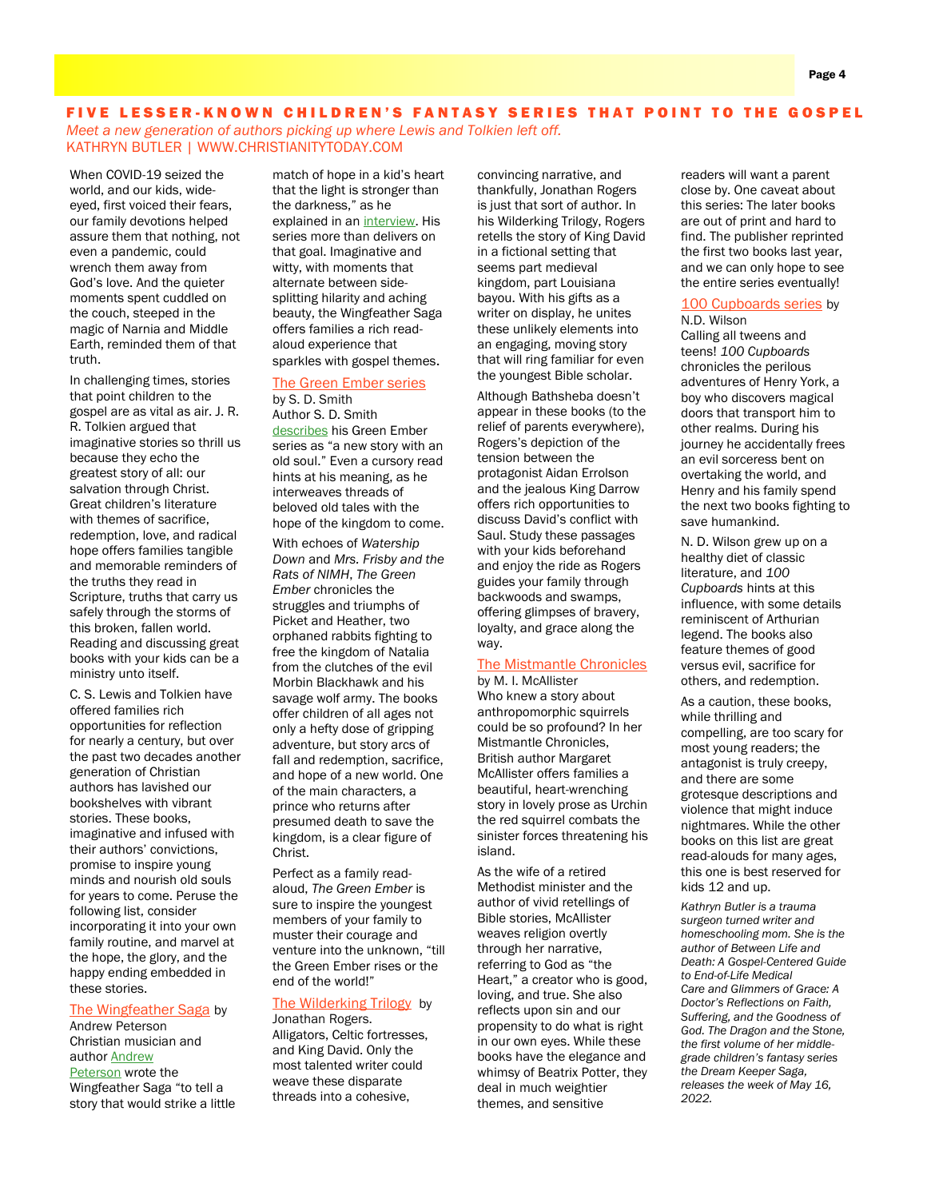# FIVE LESSER-KNOWN CHILDREN'S FANTASY SERIES THAT POINT TO THE GOSPEL

*Meet a new generation of authors picking up where Lewis and Tolkien left off.*

KATHRYN BUTLER | WWW.CHRISTIANITYTODAY.COM

When COVID-19 seized the world, and our kids, wide-eyed, first voiced their fears, our family devotions helped assure them that nothing, not even a pandemic, could wrench them away from God's love. And the quieter moments spent cuddled on the couch, steeped in the magic of Narnia and Middle Earth, reminded them of that truth.

In challenging times, stories that point children to the gospel are as vital as air. J. R. R. Tolkien argued that imaginative stories so thrill us because they echo the greatest story of all: our salvation through Christ. Great children's literature with themes of sacrifice, redemption, love, and radical hope offers families tangible and memorable reminders of the truths they read in Scripture, truths that carry us safely through the storms of this broken, fallen world. Reading and discussing great books with your kids can be a ministry unto itself.

C. S. Lewis and Tolkien have offered families rich opportunities for reflection for nearly a century, but over the past two decades another generation of Christian authors has lavished our bookshelves with vibrant stories. These books, imaginative and infused with their authors' convictions, promise to inspire young minds and nourish old souls for years to come. Peruse the following list, consider incorporating it into your own family routine, and marvel at the hope, the glory, and the happy ending embedded in these stories.

## The Wingfeather Saga by Andrew Peterson

Christian musician and author Andrew Peterson wrote the Wingfeather Saga "to tell a story that would strike a little match of hope in a kid's heart that the light is stronger than the darkness," as he explained in an interview. His series more than delivers on that goal. Imaginative and witty, with moments that alternate between side-splitting hilarity and aching beauty, the Wingfeather Saga offers families a rich read-aloud experience that sparkles with gospel themes.

## The Green Ember series by S. D. Smith

Author S. D. Smith describes his Green Ember series as "a new story with an old soul." Even a cursory read hints at his meaning, as he interweaves threads of beloved old tales with the hope of the kingdom to come.

With echoes of *Watership Down* and *Mrs. Frisby and the Rats of NIMH*, *The Green Ember* chronicles the struggles and triumphs of Picket and Heather, two orphaned rabbits fighting to free the kingdom of Natalia from the clutches of the evil Morbin Blackhawk and his savage wolf army. The books offer children of all ages not only a hefty dose of gripping adventure, but story arcs of fall and redemption, sacrifice, and hope of a new world. One of the main characters, a prince who returns after presumed death to save the kingdom, is a clear figure of Christ.

Perfect as a family read-aloud, *The Green Ember* is sure to inspire the youngest members of your family to muster their courage and venture into the unknown, "till the Green Ember rises or the end of the world!"

## The Wilderking Trilogy by Jonathan Rogers.

Alligators, Celtic fortresses, and King David. Only the most talented writer could weave these disparate threads into a cohesive, convincing narrative, and thankfully, Jonathan Rogers is just that sort of author. In his Wilderking Trilogy, Rogers retells the story of King David in a fictional setting that seems part medieval kingdom, part Louisiana bayou. With his gifts as a writer on display, he unites these unlikely elements into an engaging, moving story that will ring familiar for even the youngest Bible scholar.

Although Bathsheba doesn't appear in these books (to the relief of parents everywhere), Rogers's depiction of the tension between the protagonist Aidan Errolson and the jealous King Darrow offers rich opportunities to discuss David's conflict with Saul. Study these passages with your kids beforehand and enjoy the ride as Rogers guides your family through backwoods and swamps, offering glimpses of bravery, loyalty, and grace along the way.

## The Mistmantle Chronicles by M. I. McAllister

Who knew a story about anthropomorphic squirrels could be so profound? In her Mistmantle Chronicles, British author Margaret McAllister offers families a beautiful, heart-wrenching story in lovely prose as Urchin the red squirrel combats the sinister forces threatening his island.

As the wife of a retired Methodist minister and the author of vivid retellings of Bible stories, McAllister weaves religion overtly through her narrative, referring to God as "the Heart," a creator who is good, loving, and true. She also reflects upon sin and our propensity to do what is right in our own eyes. While these books have the elegance and whimsy of Beatrix Potter, they deal in much weightier themes, and sensitive readers will want a parent close by. One caveat about this series: The later books are out of print and hard to find. The publisher reprinted the first two books last year, and we can only hope to see the entire series eventually!

## 100 Cupboards series by N.D. Wilson

Calling all tweens and teens! *100 Cupboards* chronicles the perilous adventures of Henry York, a boy who discovers magical doors that transport him to other realms. During his journey he accidentally frees an evil sorceress bent on overtaking the world, and Henry and his family spend the next two books fighting to save humankind.

N. D. Wilson grew up on a healthy diet of classic literature, and *100 Cupboards* hints at this influence, with some details reminiscent of Arthurian legend. The books also feature themes of good versus evil, sacrifice for others, and redemption.

As a caution, these books, while thrilling and compelling, are too scary for most young readers; the antagonist is truly creepy, and there are some grotesque descriptions and violence that might induce nightmares. While the other books on this list are great read-alouds for many ages, this one is best reserved for kids 12 and up.

*Kathryn Butler is a trauma surgeon turned writer and homeschooling mom. She is the author of Between Life and Death: A Gospel-Centered Guide to End-of-Life Medical Care and Glimmers of Grace: A Doctor's Reflections on Faith, Suffering, and the Goodness of God. The Dragon and the Stone, the first volume of her middle-grade children's fantasy series the Dream Keeper Saga, releases the week of May 16, 2022.*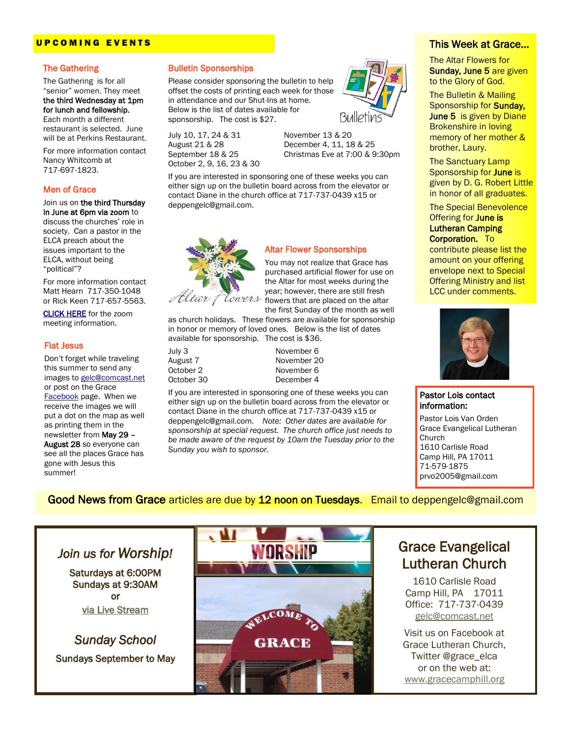## UPCOMING EVENTS

### The Gathering

The Gathering is for all "senior" women. They meet **the third Wednesday at 1pm for lunch and fellowship.** Each month a different restaurant is selected. June will be at Perkins Restaurant.

For more information contact Nancy Whitcomb at 717-697-1823.

### Men of Grace

Join us on **the third Thursday in June at 6pm via zoom** to discuss the churches' role in society. Can a pastor in the ELCA preach about the issues important to the ELCA, without being "political"?

For more information contact Matt Hearn 717-350-1048 or Rick Keen 717-657-5563.

CLICK HERE for the zoom meeting information.

### Flat Jesus

Don't forget while traveling this summer to send any images to gelc@comcast.net or post on the Grace Facebook page. When we receive the images we will put a dot on the map as well as printing them in the newsletter from **May 29 – August 28** so everyone can see all the places Grace has gone with Jesus this summer!

### Bulletin Sponsorships

Please consider sponsoring the bulletin to help offset the costs of printing each week for those in attendance and our Shut-Ins at home. Below is the list of dates available for sponsorship. The cost is $27.

| | |
|---|---|
| July 10, 17, 24 & 31 | November 13 & 20 |
| August 21 & 28 | December 4, 11, 18 & 25 |
| September 18 & 25 | Christmas Eve at 7:00 & 9:30pm |
| October 2, 9, 16, 23 & 30 | |

If you are interested in sponsoring one of these weeks you can either sign up on the bulletin board across from the elevator or contact Diane in the church office at 717-737-0439 x15 or deppengelc@gmail.com.

### Altar Flower Sponsorships

You may not realize that Grace has purchased artificial flower for use on the Altar for most weeks during the year; however, there are still fresh flowers that are placed on the altar the first Sunday of the month as well as church holidays. These flowers are available for sponsorship in honor or memory of loved ones. Below is the list of dates available for sponsorship. The cost is $36.

| | |
|---|---|
| July 3 | November 6 |
| August 7 | November 20 |
| October 2 | November 6 |
| October 30 | December 4 |

If you are interested in sponsoring one of these weeks you can either sign up on the bulletin board across from the elevator or contact Diane in the church office at 717-737-0439 x15 or deppengelc@gmail.com. *Note: Other dates are available for sponsorship at special request. The church office just needs to be made aware of the request by 10am the Tuesday prior to the Sunday you wish to sponsor.*

## This Week at Grace...

The Altar Flowers for **Sunday, June 5** are given to the Glory of God.

The Bulletin & Mailing Sponsorship for **Sunday, June 5** is given by Diane Brokenshire in loving memory of her mother & brother, Laury.

The Sanctuary Lamp Sponsorship for **June** is given by D. G. Robert Little in honor of all graduates.

The Special Benevolence Offering for **June is Lutheran Camping Corporation.** To contribute please list the amount on your offering envelope next to Special Offering Ministry and list LCC under comments.

**Pastor Lois contact information:**

Pastor Lois Van Orden
Grace Evangelical Lutheran Church
1610 Carlisle Road
Camp Hill, PA 17011
71-579-1875
prvo2005@gmail.com

**Good News from Grace** articles are due by **12 noon on Tuesdays**. Email to deppengelc@gmail.com

## *Join us for Worship!*

**Saturdays at 6:00PM**
**Sundays at 9:30AM**
**or**
via Live Stream

### *Sunday School*

**Sundays September to May**

## Grace Evangelical Lutheran Church

1610 Carlisle Road
Camp Hill, PA 17011
Office: 717-737-0439
gelc@comcast.net

Visit us on Facebook at Grace Lutheran Church, Twitter @grace_elca or on the web at: www.gracecamphill.org